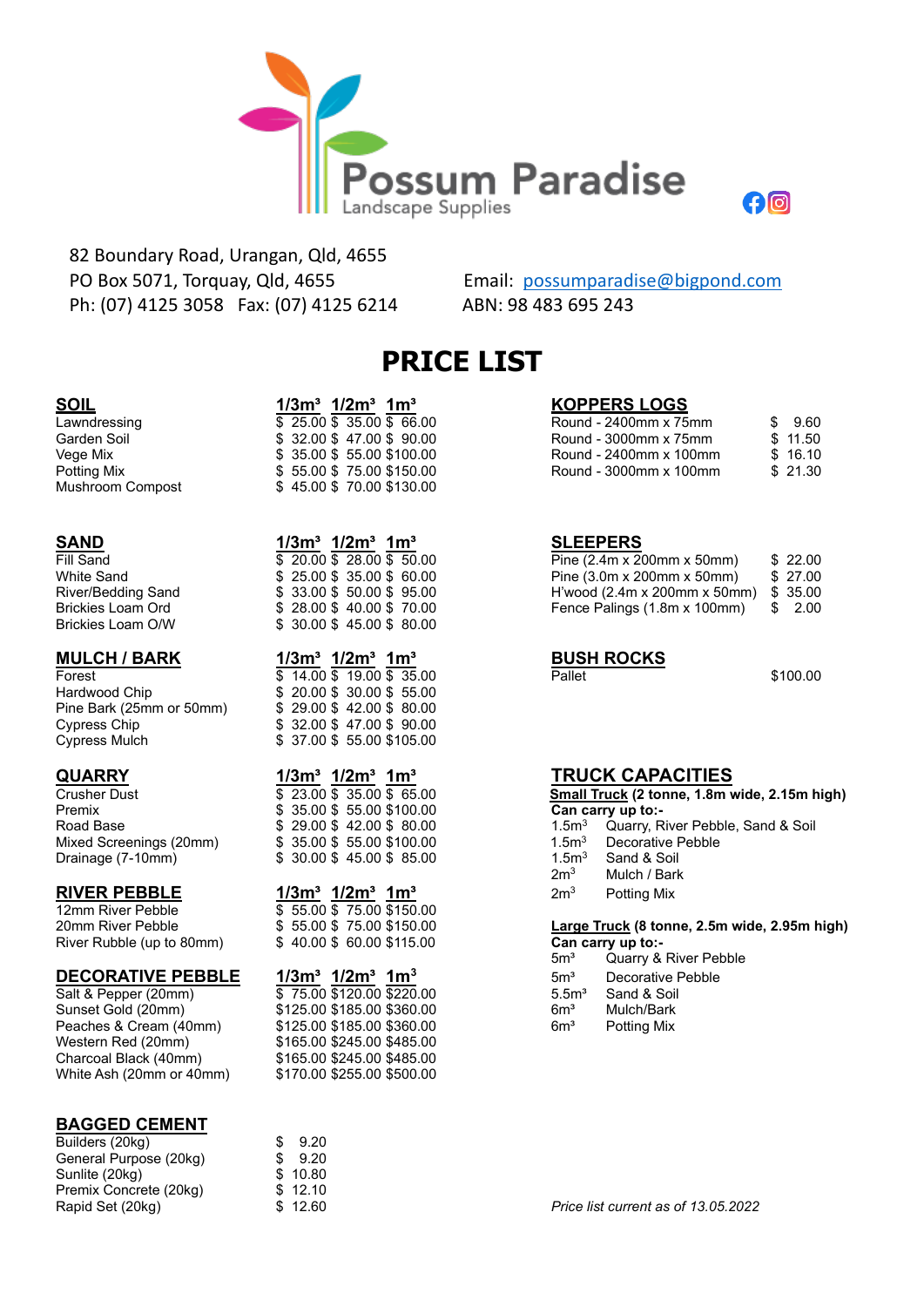# Possum Paradise

Landscape Supplies

82 Boundary Road, Urangan, Qld, 4655
PO Box 5071, Torquay, Qld, 4655
Ph: (07) 4125 3058   Fax: (07) 4125 6214

Email: possumparadise@bigpond.com
ABN: 98 483 695 243

# PRICE LIST

## SOIL

| SOIL | $1/3m^3$ | $1/2m^3$ | $1m^3$ |
|---|---|---|---|
| Lawndressing | $ 25.00 | $ 35.00 | $ 66.00 |
| Garden Soil | $ 32.00 | $ 47.00 | $ 90.00 |
| Vege Mix | $ 35.00 | $ 55.00 | $100.00 |
| Potting Mix | $ 55.00 | $ 75.00 | $150.00 |
| Mushroom Compost | $ 45.00 | $ 70.00 | $130.00 |

## SAND

| SAND | $1/3m^3$ | $1/2m^3$ | $1m^3$ |
|---|---|---|---|
| Fill Sand | $ 20.00 | $ 28.00 | $ 50.00 |
| White Sand | $ 25.00 | $ 35.00 | $ 60.00 |
| River/Bedding Sand | $ 33.00 | $ 50.00 | $ 95.00 |
| Brickies Loam Ord | $ 28.00 | $ 40.00 | $ 70.00 |
| Brickies Loam O/W | $ 30.00 | $ 45.00 | $ 80.00 |

## MULCH / BARK

| MULCH / BARK | $1/3m^3$ | $1/2m^3$ | $1m^3$ |
|---|---|---|---|
| Forest | $ 14.00 | $ 19.00 | $ 35.00 |
| Hardwood Chip | $ 20.00 | $ 30.00 | $ 55.00 |
| Pine Bark (25mm or 50mm) | $ 29.00 | $ 42.00 | $ 80.00 |
| Cypress Chip | $ 32.00 | $ 47.00 | $ 90.00 |
| Cypress Mulch | $ 37.00 | $ 55.00 | $105.00 |

## QUARRY

| QUARRY | $1/3m^3$ | $1/2m^3$ | $1m^3$ |
|---|---|---|---|
| Crusher Dust | $ 23.00 | $ 35.00 | $ 65.00 |
| Premix | $ 35.00 | $ 55.00 | $100.00 |
| Road Base | $ 29.00 | $ 42.00 | $ 80.00 |
| Mixed Screenings (20mm) | $ 35.00 | $ 55.00 | $100.00 |
| Drainage (7-10mm) | $ 30.00 | $ 45.00 | $ 85.00 |

## RIVER PEBBLE

| RIVER PEBBLE | $1/3m^3$ | $1/2m^3$ | $1m^3$ |
|---|---|---|---|
| 12mm River Pebble | $ 55.00 | $ 75.00 | $150.00 |
| 20mm River Pebble | $ 55.00 | $ 75.00 | $150.00 |
| River Rubble (up to 80mm) | $ 40.00 | $ 60.00 | $115.00 |

## DECORATIVE PEBBLE

| DECORATIVE PEBBLE | $1/3m^3$ | $1/2m^3$ | $1m^3$ |
|---|---|---|---|
| Salt & Pepper (20mm) | $ 75.00 | $120.00 | $220.00 |
| Sunset Gold (20mm) | $125.00 | $185.00 | $360.00 |
| Peaches & Cream (40mm) | $125.00 | $185.00 | $360.00 |
| Western Red (20mm) | $165.00 | $245.00 | $485.00 |
| Charcoal Black (40mm) | $165.00 | $245.00 | $485.00 |
| White Ash (20mm or 40mm) | $170.00 | $255.00 | $500.00 |

## BAGGED CEMENT

| BAGGED CEMENT | |
|---|---|
| Builders (20kg) | $ 9.20 |
| General Purpose (20kg) | $ 9.20 |
| Sunlite (20kg) | $ 10.80 |
| Premix Concrete (20kg) | $ 12.10 |
| Rapid Set (20kg) | $ 12.60 |

## KOPPERS LOGS

| KOPPERS LOGS | |
|---|---|
| Round - 2400mm x 75mm | $ 9.60 |
| Round - 3000mm x 75mm | $ 11.50 |
| Round - 2400mm x 100mm | $ 16.10 |
| Round - 3000mm x 100mm | $ 21.30 |

## SLEEPERS

| SLEEPERS | |
|---|---|
| Pine (2.4m x 200mm x 50mm) | $ 22.00 |
| Pine (3.0m x 200mm x 50mm) | $ 27.00 |
| H'wood (2.4m x 200mm x 50mm) | $ 35.00 |
| Fence Palings (1.8m x 100mm) | $ 2.00 |

## BUSH ROCKS

| BUSH ROCKS | |
|---|---|
| Pallet | $100.00 |

## TRUCK CAPACITIES

**Small Truck (2 tonne, 1.8m wide, 2.15m high)**
**Can carry up to:-**

| | |
|---|---|
| $1.5m^3$ | Quarry, River Pebble, Sand & Soil |
| $1.5m^3$ | Decorative Pebble |
| $1.5m^3$ | Sand & Soil |
| $2m^3$ | Mulch / Bark |
| $2m^3$ | Potting Mix |

**Large Truck (8 tonne, 2.5m wide, 2.95m high)**
**Can carry up to:-**

| | |
|---|---|
| $5m^3$ | Quarry & River Pebble |
| $5m^3$ | Decorative Pebble |
| $5.5m^3$ | Sand & Soil |
| $6m^3$ | Mulch/Bark |
| $6m^3$ | Potting Mix |

*Price list current as of 13.05.2022*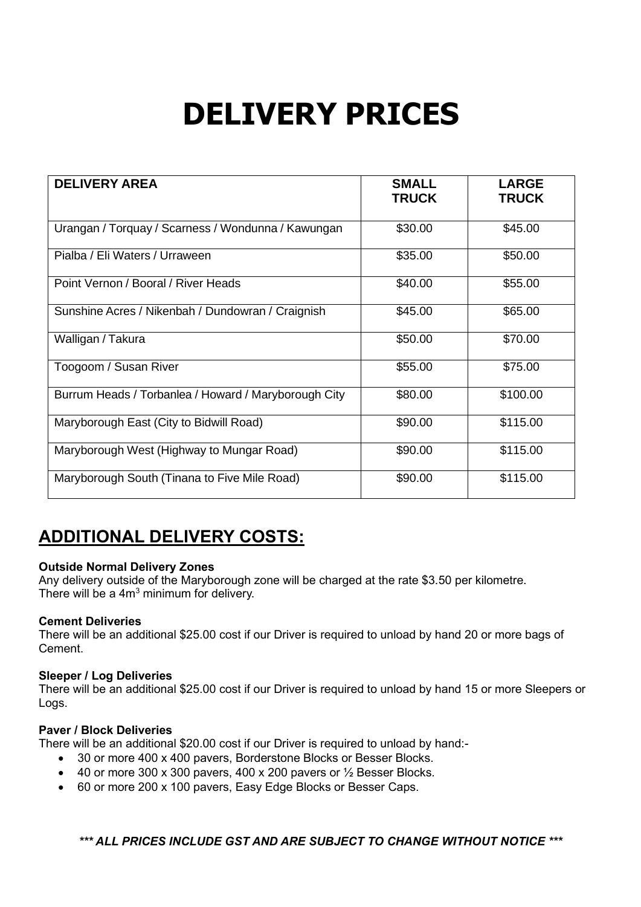# DELIVERY PRICES

| DELIVERY AREA | SMALL TRUCK | LARGE TRUCK |
|---|---|---|
| Urangan / Torquay / Scarness / Wondunna / Kawungan | $30.00 | $45.00 |
| Pialba / Eli Waters / Urraween | $35.00 | $50.00 |
| Point Vernon / Booral / River Heads | $40.00 | $55.00 |
| Sunshine Acres / Nikenbah / Dundowran / Craignish | $45.00 | $65.00 |
| Walligan / Takura | $50.00 | $70.00 |
| Toogoom / Susan River | $55.00 | $75.00 |
| Burrum Heads / Torbanlea / Howard / Maryborough City | $80.00 | $100.00 |
| Maryborough East (City to Bidwill Road) | $90.00 | $115.00 |
| Maryborough West (Highway to Mungar Road) | $90.00 | $115.00 |
| Maryborough South (Tinana to Five Mile Road) | $90.00 | $115.00 |

## ADDITIONAL DELIVERY COSTS:

**Outside Normal Delivery Zones**
Any delivery outside of the Maryborough zone will be charged at the rate $3.50 per kilometre.
There will be a $4m^3$ minimum for delivery.

**Cement Deliveries**
There will be an additional $25.00 cost if our Driver is required to unload by hand 20 or more bags of Cement.

**Sleeper / Log Deliveries**
There will be an additional $25.00 cost if our Driver is required to unload by hand 15 or more Sleepers or Logs.

**Paver / Block Deliveries**
There will be an additional $20.00 cost if our Driver is required to unload by hand:-

- 30 or more 400 x 400 pavers, Borderstone Blocks or Besser Blocks.
- 40 or more 300 x 300 pavers, 400 x 200 pavers or ½ Besser Blocks.
- 60 or more 200 x 100 pavers, Easy Edge Blocks or Besser Caps.

***\*\*\* ALL PRICES INCLUDE GST AND ARE SUBJECT TO CHANGE WITHOUT NOTICE \*\*\****